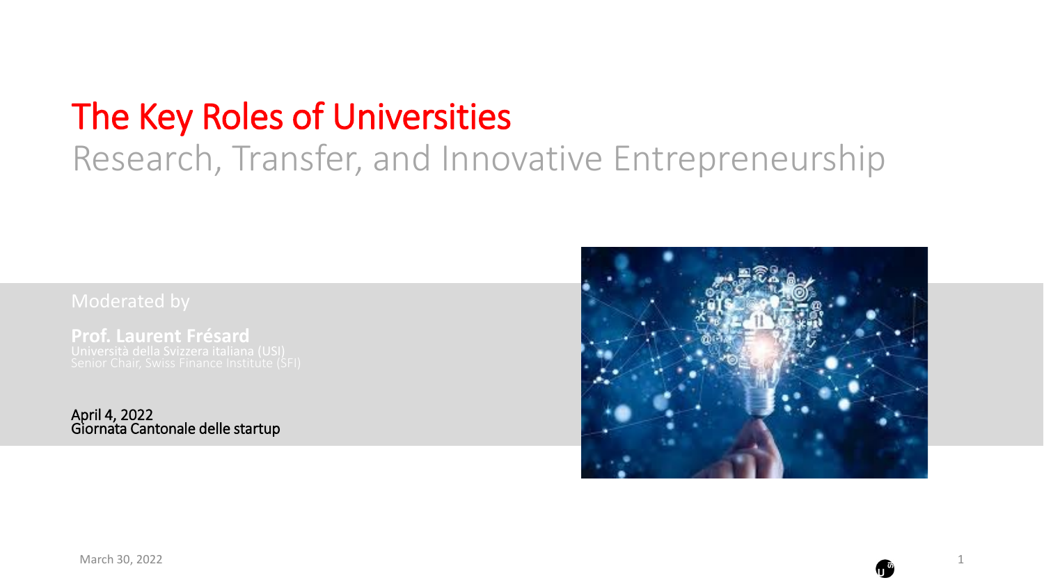# The Key Roles of Universities

## Research, Transfer, and Innovative Entrepreneurship

Moderated by

**Prof. Laurent Frésard**
Università della Svizzera italiana (USI)
Senior Chair, Swiss Finance Institute (SFI)

April 4, 2022
Giornata Cantonale delle startup

March 30, 2022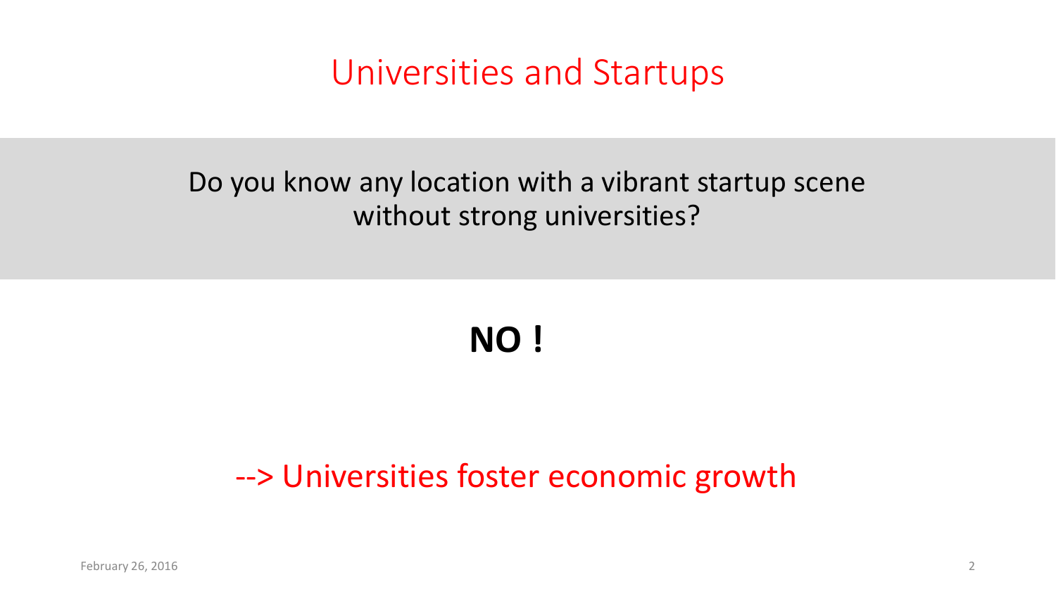# Universities and Startups

Do you know any location with a vibrant startup scene without strong universities?

**NO !**

--> Universities foster economic growth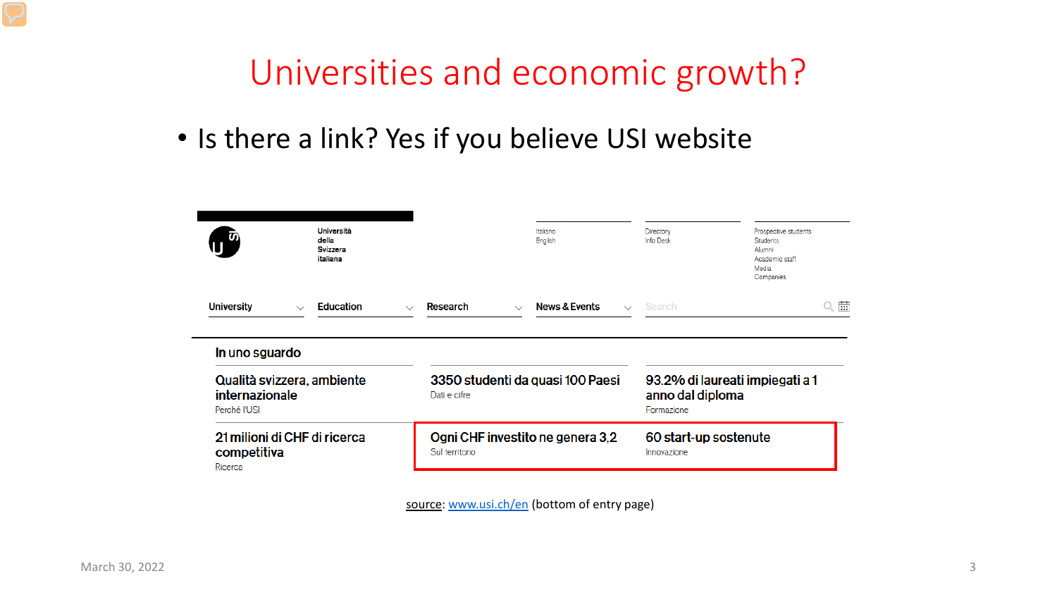# Universities and economic growth?

- Is there a link? Yes if you believe USI website

Università della Svizzera italiana

Italiano
English

Directory
Info Desk

Prospective students
Students
Alumni
Academic staff
Media
Companies

University | Education | Research | News & Events | Search

**In uno sguardo**

**Qualità svizzera, ambiente internazionale**
Perché l'USI

**3350 studenti da quasi 100 Paesi**
Dati e cifre

**93.2% di laureati impiegati a 1 anno dal diploma**
Formazione

**21 milioni di CHF di ricerca competitiva**
Ricerca

**Ogni CHF investito ne genera 3,2**
Sul territorio

**60 start-up sostenute**
Innovazione

source: www.usi.ch/en (bottom of entry page)

March 30, 2022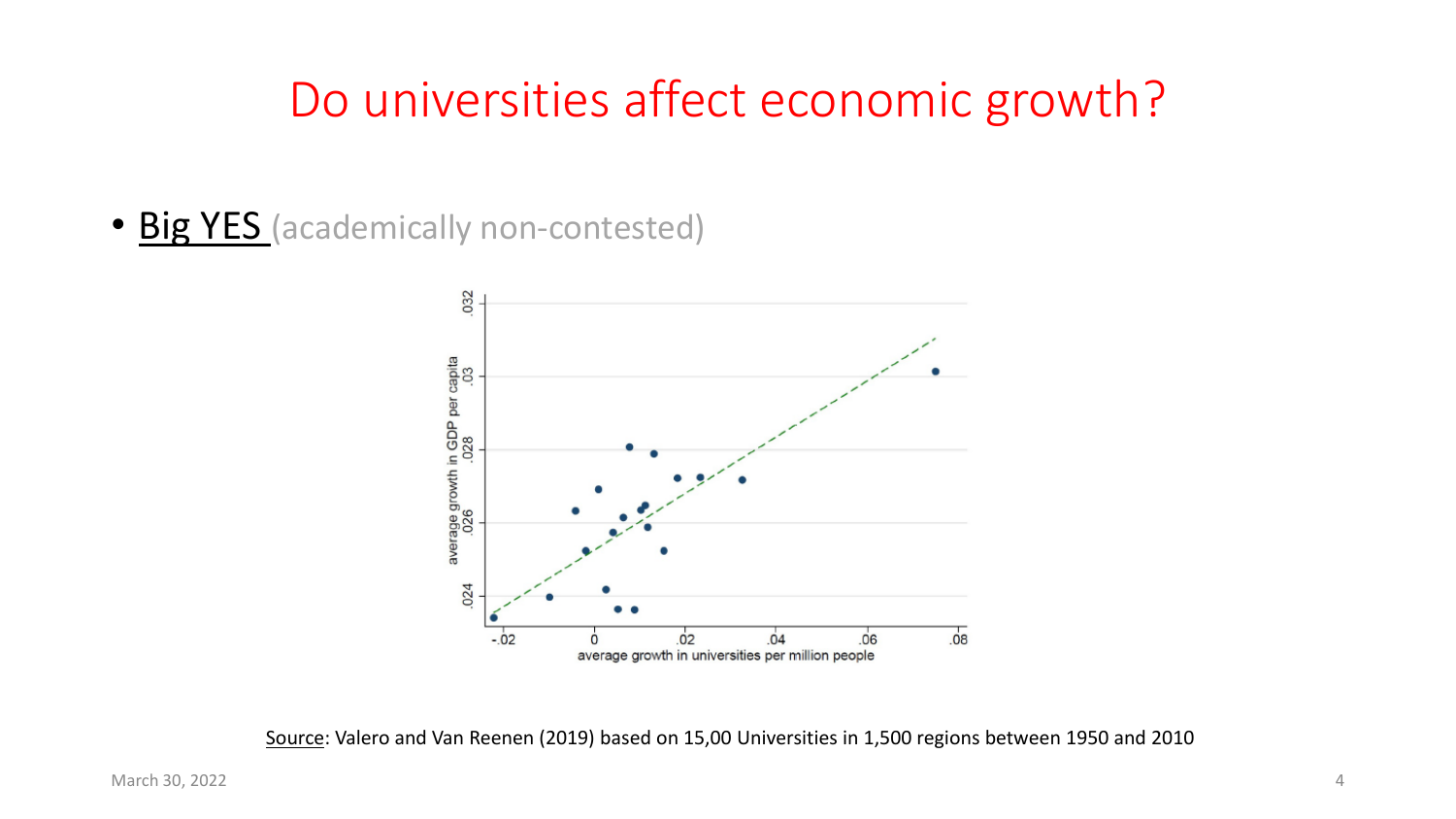# Do universities affect economic growth?

- Big YES (academically non-contested)

Source: Valero and Van Reenen (2019) based on 15,00 Universities in 1,500 regions between 1950 and 2010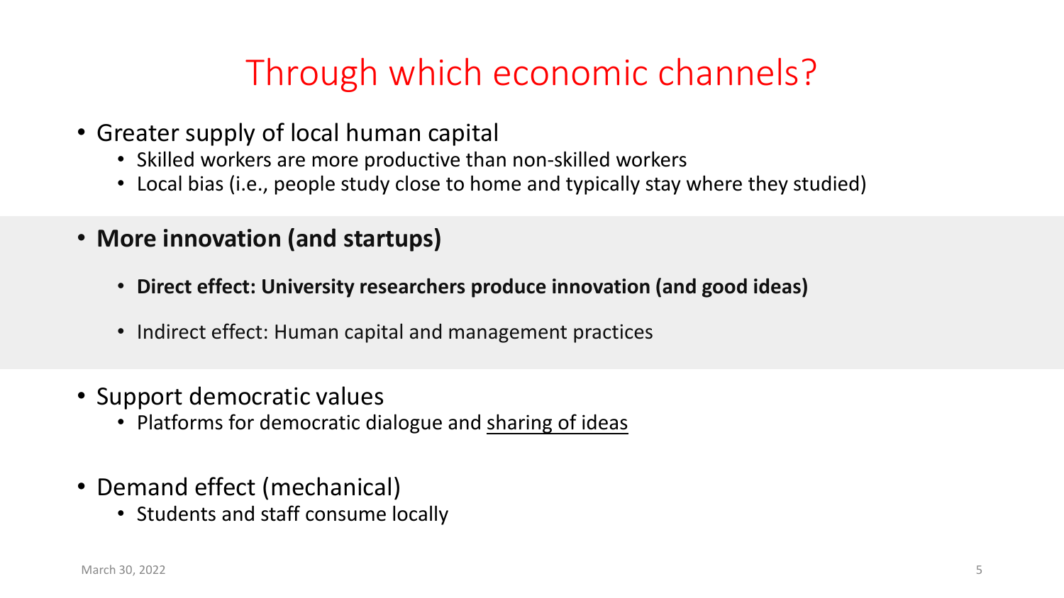# Through which economic channels?

- Greater supply of local human capital
  - Skilled workers are more productive than non-skilled workers
  - Local bias (i.e., people study close to home and typically stay where they studied)
- **More innovation (and startups)**
  - **Direct effect: University researchers produce innovation (and good ideas)**
  - Indirect effect: Human capital and management practices
- Support democratic values
  - Platforms for democratic dialogue and <u>sharing of ideas</u>
- Demand effect (mechanical)
  - Students and staff consume locally

March 30, 2022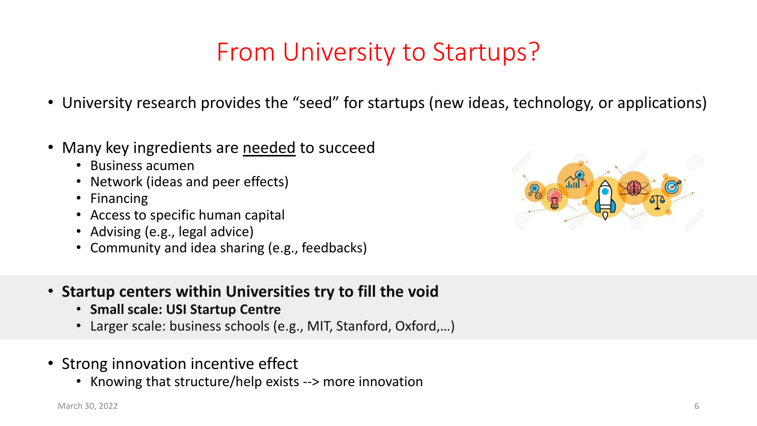# From University to Startups?

- University research provides the "seed" for startups (new ideas, technology, or applications)

- Many key ingredients are needed to succeed
  - Business acumen
  - Network (ideas and peer effects)
  - Financing
  - Access to specific human capital
  - Advising (e.g., legal advice)
  - Community and idea sharing (e.g., feedbacks)

- **Startup centers within Universities try to fill the void**
  - **Small scale: USI Startup Centre**
  - Larger scale: business schools (e.g., MIT, Stanford, Oxford,…)

- Strong innovation incentive effect
  - Knowing that structure/help exists --> more innovation

March 30, 2022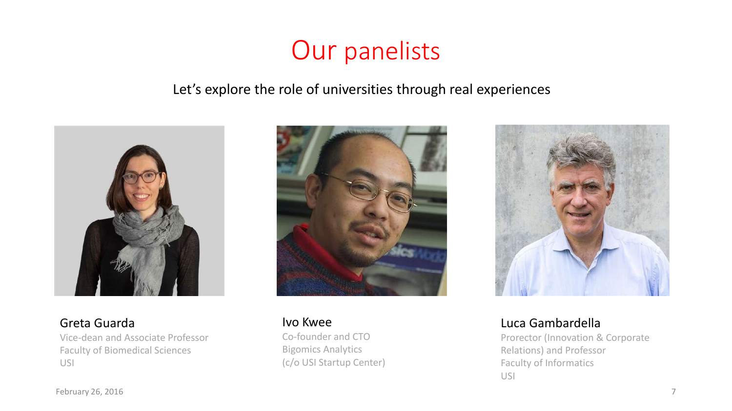# Our panelists

Let’s explore the role of universities through real experiences

**Greta Guarda**
Vice-dean and Associate Professor
Faculty of Biomedical Sciences
USI

**Ivo Kwee**
Co-founder and CTO
Bigomics Analytics
(c/o USI Startup Center)

**Luca Gambardella**
Prorector (Innovation & Corporate Relations) and Professor
Faculty of Informatics
USI

February 26, 2016